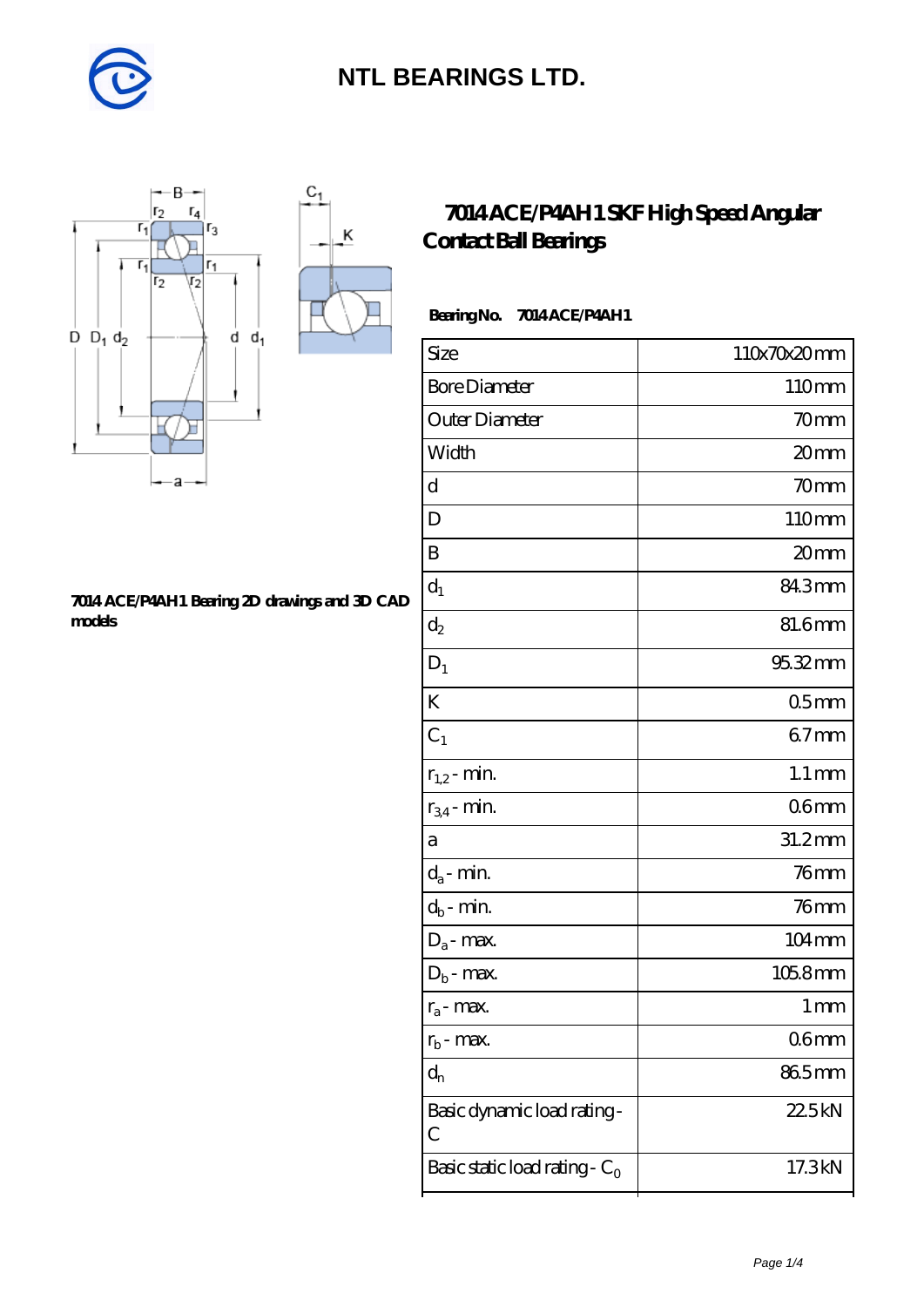# NTL BEARINGS LTD.

## 7014 ACE/P4AH1 SKF High Speed Angular Contact Ball Bearings

**7014 ACE/P4AH1 Bearing 2D drawings and 3D CAD models**

**Bearing No. 7014 ACE/P4AH1**

| Size | 110x70x20 mm |
|---|---|
| Bore Diameter | 110 mm |
| Outer Diameter | 70 mm |
| Width | 20 mm |
| d | 70 mm |
| D | 110 mm |
| B | 20 mm |
| $d_1$ | 84.3 mm |
| $d_2$ | 81.6 mm |
| $D_1$ | 95.32 mm |
| K | 0.5 mm |
| $C_1$ | 6.7 mm |
| $r_{1,2}$ - min. | 1.1 mm |
| $r_{3,4}$ - min. | 0.6 mm |
| a | 31.2 mm |
| $d_a$ - min. | 76 mm |
| $d_b$ - min. | 76 mm |
| $D_a$ - max. | 104 mm |
| $D_b$ - max. | 105.8 mm |
| $r_a$ - max. | 1 mm |
| $r_b$ - max. | 0.6 mm |
| $d_n$ | 86.5 mm |
| Basic dynamic load rating - C | 22.5 kN |
| Basic static load rating - $C_0$ | 17.3 kN |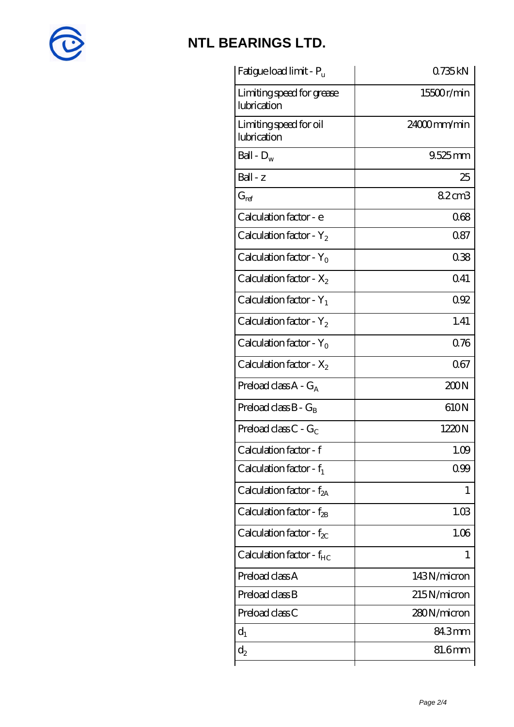# NTL BEARINGS LTD.

| | |
|---|---|
| Fatigue load limit - $P_u$ | 0.735 kN |
| Limiting speed for grease lubrication | 15500 r/min |
| Limiting speed for oil lubrication | 24000 mm/min |
| Ball - $D_w$ | 9.525 mm |
| Ball - z | 25 |
| $G_{ref}$ | 8.2 cm3 |
| Calculation factor - e | 0.68 |
| Calculation factor - $Y_2$ | 0.87 |
| Calculation factor - $Y_0$ | 0.38 |
| Calculation factor - $X_2$ | 0.41 |
| Calculation factor - $Y_1$ | 0.92 |
| Calculation factor - $Y_2$ | 1.41 |
| Calculation factor - $Y_0$ | 0.76 |
| Calculation factor - $X_2$ | 0.67 |
| Preload class A - $G_A$ | 200 N |
| Preload class B - $G_B$ | 610 N |
| Preload class C - $G_C$ | 1220 N |
| Calculation factor - f | 1.09 |
| Calculation factor - $f_1$ | 0.99 |
| Calculation factor - $f_{2A}$ | 1 |
| Calculation factor - $f_{2B}$ | 1.03 |
| Calculation factor - $f_{2C}$ | 1.06 |
| Calculation factor - $f_{HC}$ | 1 |
| Preload class A | 143 N/micron |
| Preload class B | 215 N/micron |
| Preload class C | 280 N/micron |
| $d_1$ | 84.3 mm |
| $d_2$ | 81.6 mm |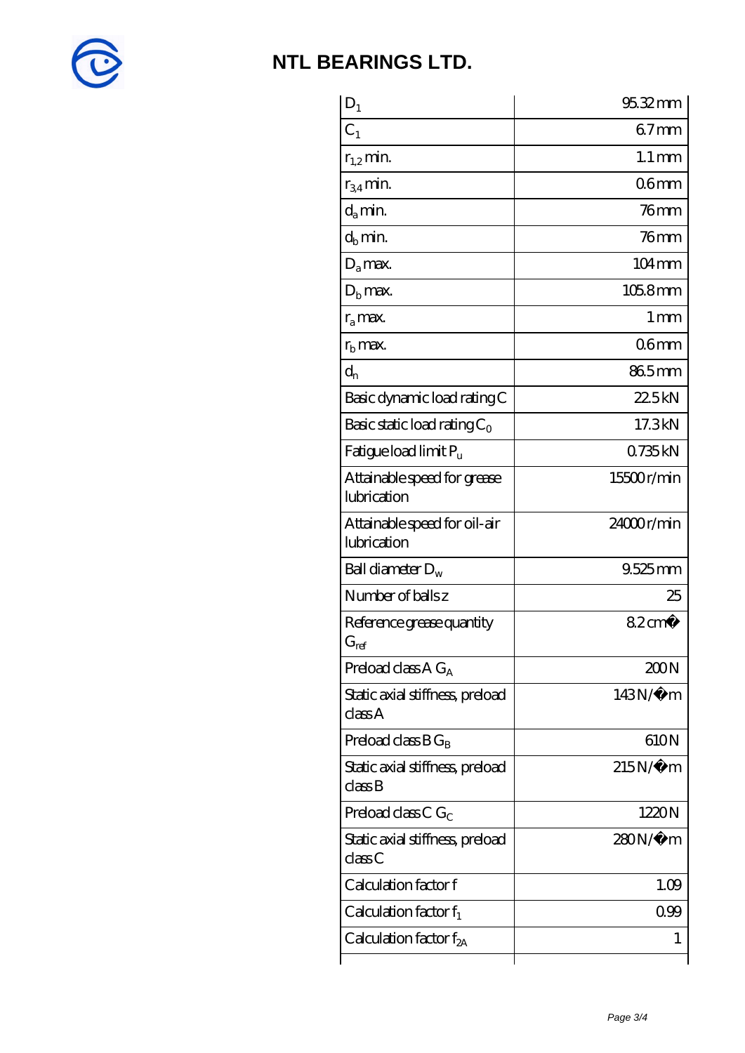**NTL BEARINGS LTD.**

| | |
|---|---|
| $D_1$ | 95.32 mm |
| $C_1$ | 6.7 mm |
| $r_{1,2}$ min. | 1.1 mm |
| $r_{3,4}$ min. | 0.6 mm |
| $d_a$ min. | 76 mm |
| $d_b$ min. | 76 mm |
| $D_a$ max. | 104 mm |
| $D_b$ max. | 105.8 mm |
| $r_a$ max. | 1 mm |
| $r_b$ max. | 0.6 mm |
| $d_n$ | 86.5 mm |
| Basic dynamic load rating C | 22.5 kN |
| Basic static load rating $C_0$ | 17.3 kN |
| Fatigue load limit $P_u$ | 0.735 kN |
| Attainable speed for grease lubrication | 15500 r/min |
| Attainable speed for oil-air lubrication | 24000 r/min |
| Ball diameter $D_w$ | 9.525 mm |
| Number of balls z | 25 |
| Reference grease quantity $G_{ref}$ | 8.2 cm� |
| Preload class A $G_A$ | 200 N |
| Static axial stiffness, preload class A | 143 N/�m |
| Preload class B $G_B$ | 610 N |
| Static axial stiffness, preload class B | 215 N/�m |
| Preload class C $G_C$ | 1220 N |
| Static axial stiffness, preload class C | 280 N/�m |
| Calculation factor f | 1.09 |
| Calculation factor $f_1$ | 0.99 |
| Calculation factor $f_{2A}$ | 1 |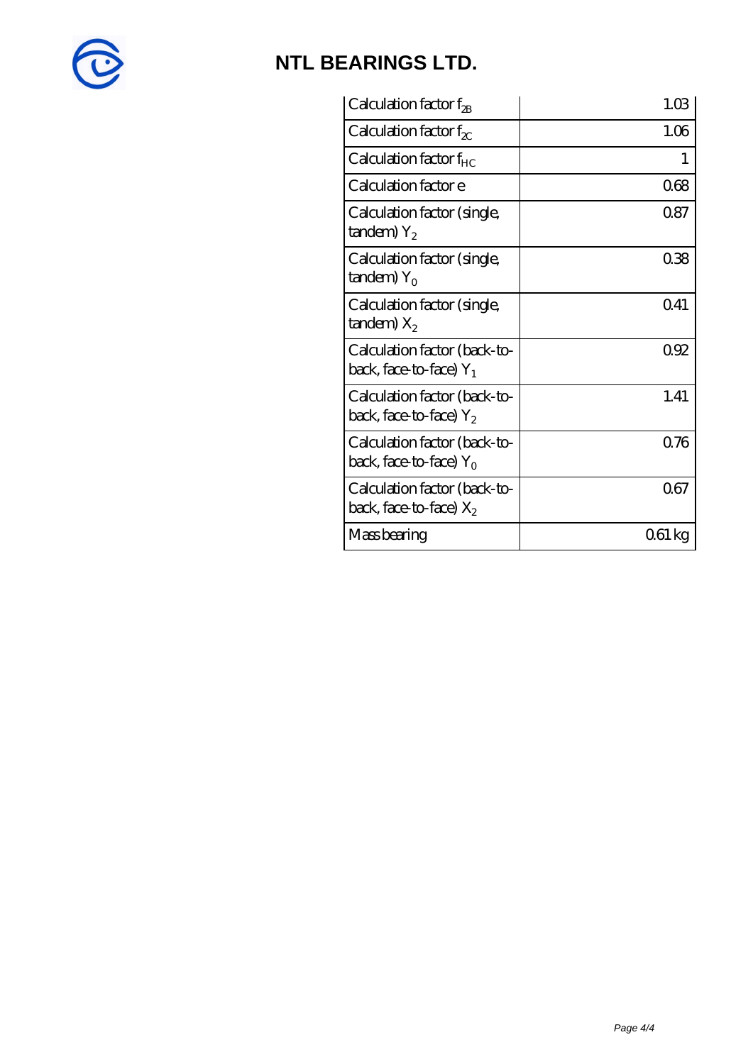# NTL BEARINGS LTD.

| | |
|---|---|
| Calculation factor $f_{2B}$ | 1.03 |
| Calculation factor $f_{2C}$ | 1.06 |
| Calculation factor $f_{HC}$ | 1 |
| Calculation factor e | 0.68 |
| Calculation factor (single, tandem) $Y_2$ | 0.87 |
| Calculation factor (single, tandem) $Y_0$ | 0.38 |
| Calculation factor (single, tandem) $X_2$ | 0.41 |
| Calculation factor (back-to-back, face-to-face) $Y_1$ | 0.92 |
| Calculation factor (back-to-back, face-to-face) $Y_2$ | 1.41 |
| Calculation factor (back-to-back, face-to-face) $Y_0$ | 0.76 |
| Calculation factor (back-to-back, face-to-face) $X_2$ | 0.67 |
| Mass bearing | 0.61 kg |